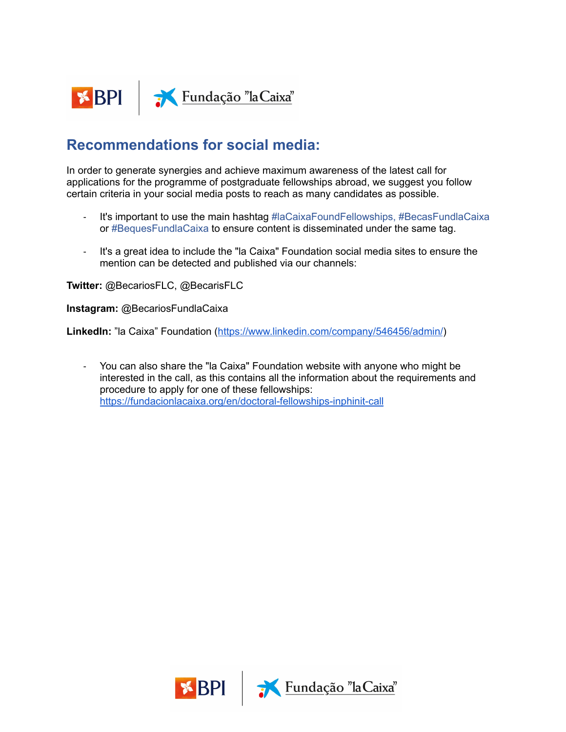## Recommendations for social media:

In order to generate synergies and achieve maximum awareness of the latest call for applications for the programme of postgraduate fellowships abroad, we suggest you follow certain criteria in your social media posts to reach as many candidates as possible.

- It's important to use the main hashtag #laCaixaFoundFellowships, #BecasFundlaCaixa or #BequesFundlaCaixa to ensure content is disseminated under the same tag.

- It's a great idea to include the "la Caixa" Foundation social media sites to ensure the mention can be detected and published via our channels:

**Twitter:** @BecariosFLC, @BecarisFLC

**Instagram:** @BecariosFundlaCaixa

**LinkedIn:** "la Caixa" Foundation (https://www.linkedin.com/company/546456/admin/)

- You can also share the "la Caixa" Foundation website with anyone who might be interested in the call, as this contains all the information about the requirements and procedure to apply for one of these fellowships: https://fundacionlacaixa.org/en/doctoral-fellowships-inphinit-call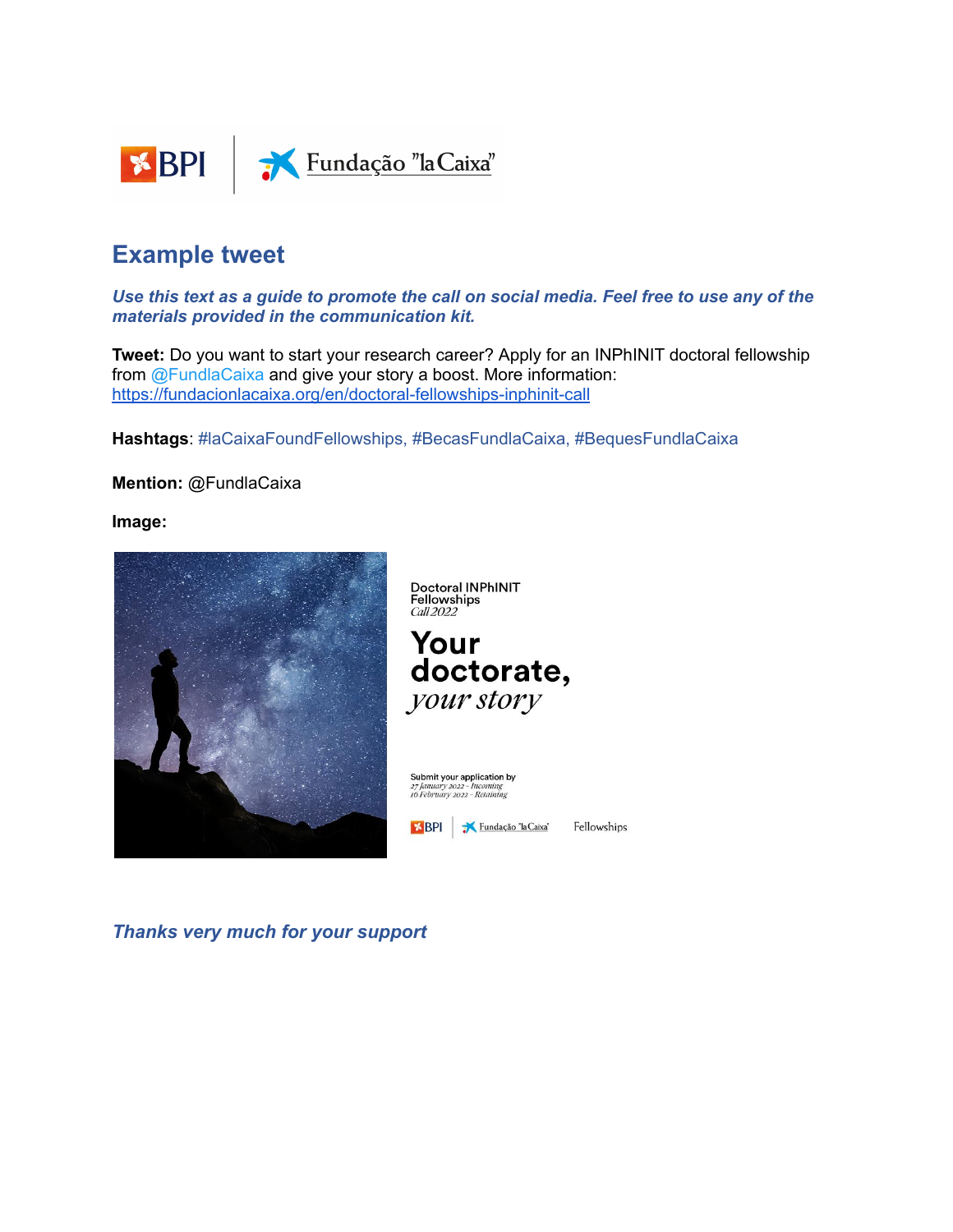## Example tweet

***Use this text as a guide to promote the call on social media. Feel free to use any of the materials provided in the communication kit.***

**Tweet:** Do you want to start your research career? Apply for an INPhINIT doctoral fellowship from @FundlaCaixa and give your story a boost. More information: https://fundacionlacaixa.org/en/doctoral-fellowships-inphinit-call

**Hashtags**: #laCaixaFoundFellowships, #BecasFundlaCaixa, #BequesFundlaCaixa

**Mention:** @FundlaCaixa

**Image:**

Doctoral INPhINIT Fellowships
*Call 2022*

Your doctorate,
*your story*

Submit your application by
*27 January 2022 - Incoming*
*16 February 2022 - Retaining*

BPI | Fundação "la Caixa" Fellowships

***Thanks very much for your support***